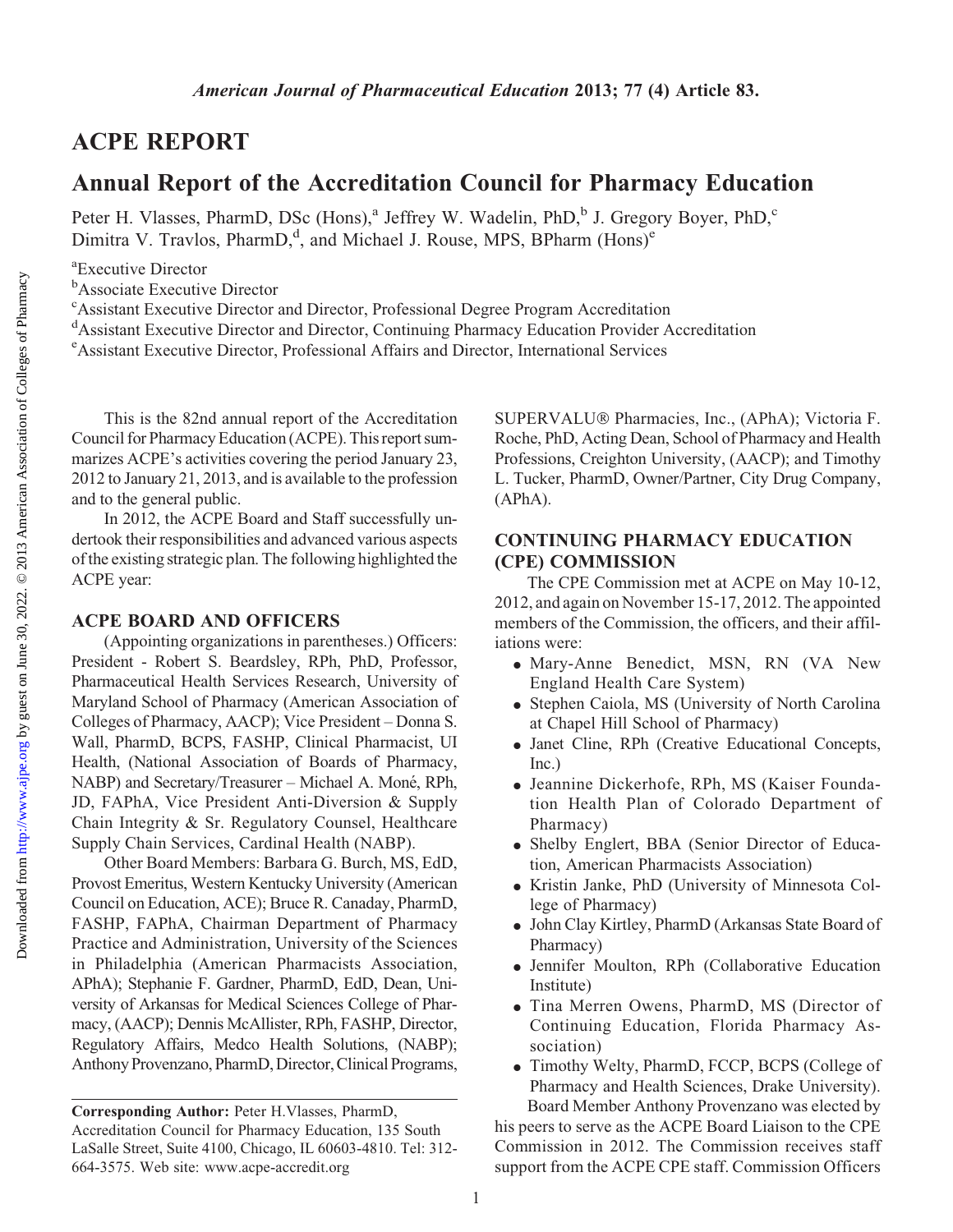## ACPE REPORT

# Annual Report of the Accreditation Council for Pharmacy Education

Peter H. Vlasses, PharmD, DSc (Hons),[a] Jeffrey W. Wadelin, PhD,[b] J. Gregory Boyer, PhD,[c] Dimitra V. Travlos, PharmD,[d], and Michael J. Rouse, MPS, BPharm (Hons)[e]

[a]Executive Director
[b]Associate Executive Director
[c]Assistant Executive Director and Director, Professional Degree Program Accreditation
[d]Assistant Executive Director and Director, Continuing Pharmacy Education Provider Accreditation
[e]Assistant Executive Director, Professional Affairs and Director, International Services

This is the 82nd annual report of the Accreditation Council for Pharmacy Education (ACPE). This report summarizes ACPE's activities covering the period January 23, 2012 to January 21, 2013, and is available to the profession and to the general public.

In 2012, the ACPE Board and Staff successfully undertook their responsibilities and advanced various aspects of the existing strategic plan. The following highlighted the ACPE year:

### ACPE BOARD AND OFFICERS

(Appointing organizations in parentheses.) Officers: President - Robert S. Beardsley, RPh, PhD, Professor, Pharmaceutical Health Services Research, University of Maryland School of Pharmacy (American Association of Colleges of Pharmacy, AACP); Vice President – Donna S. Wall, PharmD, BCPS, FASHP, Clinical Pharmacist, UI Health, (National Association of Boards of Pharmacy, NABP) and Secretary/Treasurer – Michael A. Moné, RPh, JD, FAPhA, Vice President Anti-Diversion & Supply Chain Integrity & Sr. Regulatory Counsel, Healthcare Supply Chain Services, Cardinal Health (NABP).

Other Board Members: Barbara G. Burch, MS, EdD, Provost Emeritus, Western Kentucky University (American Council on Education, ACE); Bruce R. Canaday, PharmD, FASHP, FAPhA, Chairman Department of Pharmacy Practice and Administration, University of the Sciences in Philadelphia (American Pharmacists Association, APhA); Stephanie F. Gardner, PharmD, EdD, Dean, University of Arkansas for Medical Sciences College of Pharmacy, (AACP); Dennis McAllister, RPh, FASHP, Director, Regulatory Affairs, Medco Health Solutions, (NABP); Anthony Provenzano, PharmD, Director, Clinical Programs, SUPERVALU® Pharmacies, Inc., (APhA); Victoria F. Roche, PhD, Acting Dean, School of Pharmacy and Health Professions, Creighton University, (AACP); and Timothy L. Tucker, PharmD, Owner/Partner, City Drug Company, (APhA).

### CONTINUING PHARMACY EDUCATION (CPE) COMMISSION

The CPE Commission met at ACPE on May 10-12, 2012, and again on November 15-17, 2012. The appointed members of the Commission, the officers, and their affiliations were:

- Mary-Anne Benedict, MSN, RN (VA New England Health Care System)
- Stephen Caiola, MS (University of North Carolina at Chapel Hill School of Pharmacy)
- Janet Cline, RPh (Creative Educational Concepts, Inc.)
- Jeannine Dickerhofe, RPh, MS (Kaiser Foundation Health Plan of Colorado Department of Pharmacy)
- Shelby Englert, BBA (Senior Director of Education, American Pharmacists Association)
- Kristin Janke, PhD (University of Minnesota College of Pharmacy)
- John Clay Kirtley, PharmD (Arkansas State Board of Pharmacy)
- Jennifer Moulton, RPh (Collaborative Education Institute)
- Tina Merren Owens, PharmD, MS (Director of Continuing Education, Florida Pharmacy Association)
- Timothy Welty, PharmD, FCCP, BCPS (College of Pharmacy and Health Sciences, Drake University).

Board Member Anthony Provenzano was elected by his peers to serve as the ACPE Board Liaison to the CPE Commission in 2012. The Commission receives staff support from the ACPE CPE staff. Commission Officers

**Corresponding Author:** Peter H.Vlasses, PharmD, Accreditation Council for Pharmacy Education, 135 South LaSalle Street, Suite 4100, Chicago, IL 60603-4810. Tel: 312-664-3575. Web site: www.acpe-accredit.org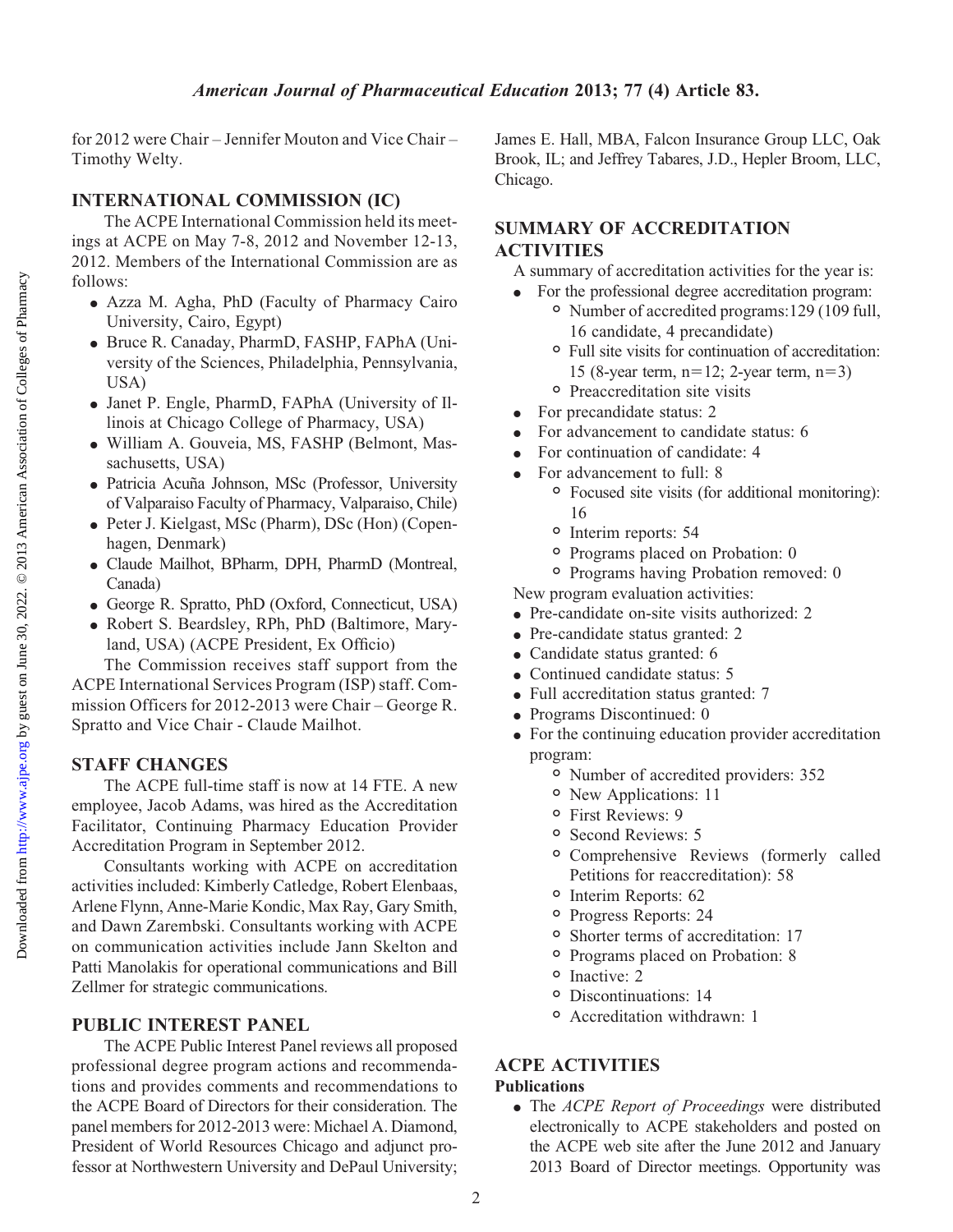for 2012 were Chair – Jennifer Mouton and Vice Chair – Timothy Welty.

## INTERNATIONAL COMMISSION (IC)

The ACPE International Commission held its meetings at ACPE on May 7-8, 2012 and November 12-13, 2012. Members of the International Commission are as follows:

- Azza M. Agha, PhD (Faculty of Pharmacy Cairo University, Cairo, Egypt)
- Bruce R. Canaday, PharmD, FASHP, FAPhA (University of the Sciences, Philadelphia, Pennsylvania, USA)
- Janet P. Engle, PharmD, FAPhA (University of Illinois at Chicago College of Pharmacy, USA)
- William A. Gouveia, MS, FASHP (Belmont, Massachusetts, USA)
- Patricia Acuña Johnson, MSc (Professor, University of Valparaiso Faculty of Pharmacy, Valparaiso, Chile)
- Peter J. Kielgast, MSc (Pharm), DSc (Hon) (Copenhagen, Denmark)
- Claude Mailhot, BPharm, DPH, PharmD (Montreal, Canada)
- George R. Spratto, PhD (Oxford, Connecticut, USA)
- Robert S. Beardsley, RPh, PhD (Baltimore, Maryland, USA) (ACPE President, Ex Officio)

The Commission receives staff support from the ACPE International Services Program (ISP) staff. Commission Officers for 2012-2013 were Chair – George R. Spratto and Vice Chair - Claude Mailhot.

## STAFF CHANGES

The ACPE full-time staff is now at 14 FTE. A new employee, Jacob Adams, was hired as the Accreditation Facilitator, Continuing Pharmacy Education Provider Accreditation Program in September 2012.

Consultants working with ACPE on accreditation activities included: Kimberly Catledge, Robert Elenbaas, Arlene Flynn, Anne-Marie Kondic, Max Ray, Gary Smith, and Dawn Zarembski. Consultants working with ACPE on communication activities include Jann Skelton and Patti Manolakis for operational communications and Bill Zellmer for strategic communications.

## PUBLIC INTEREST PANEL

The ACPE Public Interest Panel reviews all proposed professional degree program actions and recommendations and provides comments and recommendations to the ACPE Board of Directors for their consideration. The panel members for 2012-2013 were: Michael A. Diamond, President of World Resources Chicago and adjunct professor at Northwestern University and DePaul University; James E. Hall, MBA, Falcon Insurance Group LLC, Oak Brook, IL; and Jeffrey Tabares, J.D., Hepler Broom, LLC, Chicago.

## SUMMARY OF ACCREDITATION ACTIVITIES

A summary of accreditation activities for the year is:

- For the professional degree accreditation program:
  - Number of accredited programs:129 (109 full, 16 candidate, 4 precandidate)
  - Full site visits for continuation of accreditation: 15 (8-year term, n=12; 2-year term, n=3)
  - Preaccreditation site visits
- For precandidate status: 2
- For advancement to candidate status: 6
- For continuation of candidate: 4
- For advancement to full: 8
  - Focused site visits (for additional monitoring): 16
  - Interim reports: 54
  - Programs placed on Probation: 0
  - Programs having Probation removed: 0

New program evaluation activities:

- Pre-candidate on-site visits authorized: 2
- Pre-candidate status granted: 2
- Candidate status granted: 6
- Continued candidate status: 5
- Full accreditation status granted: 7
- Programs Discontinued: 0
- For the continuing education provider accreditation program:
  - Number of accredited providers: 352
  - New Applications: 11
  - First Reviews: 9
  - Second Reviews: 5
  - Comprehensive Reviews (formerly called Petitions for reaccreditation): 58
  - Interim Reports: 62
  - Progress Reports: 24
  - Shorter terms of accreditation: 17
  - Programs placed on Probation: 8
  - Inactive: 2
  - Discontinuations: 14
  - Accreditation withdrawn: 1

## ACPE ACTIVITIES

### Publications

- The *ACPE Report of Proceedings* were distributed electronically to ACPE stakeholders and posted on the ACPE web site after the June 2012 and January 2013 Board of Director meetings. Opportunity was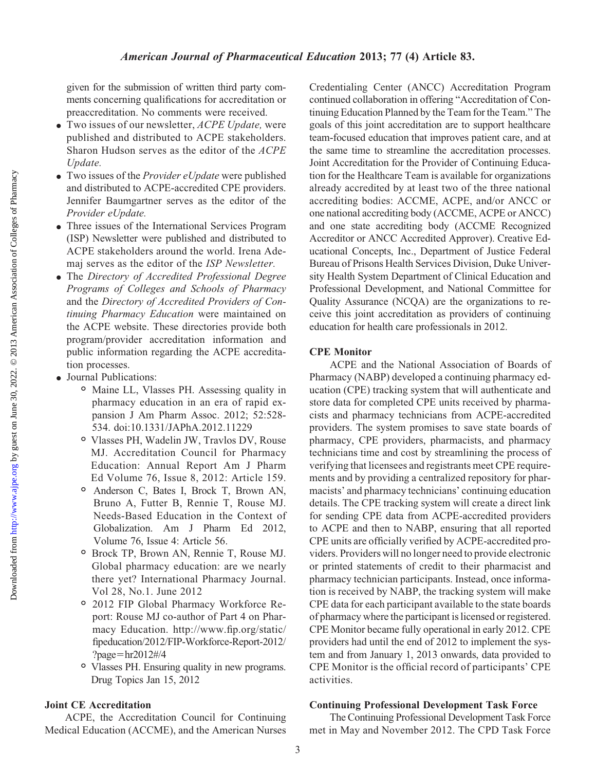given for the submission of written third party comments concerning qualifications for accreditation or preaccreditation. No comments were received.

- Two issues of our newsletter, *ACPE Update,* were published and distributed to ACPE stakeholders. Sharon Hudson serves as the editor of the *ACPE Update.*
- Two issues of the *Provider eUpdate* were published and distributed to ACPE-accredited CPE providers. Jennifer Baumgartner serves as the editor of the *Provider eUpdate.*
- Three issues of the International Services Program (ISP) Newsletter were published and distributed to ACPE stakeholders around the world. Irena Ademaj serves as the editor of the *ISP Newsletter.*
- The *Directory of Accredited Professional Degree Programs of Colleges and Schools of Pharmacy* and the *Directory of Accredited Providers of Continuing Pharmacy Education* were maintained on the ACPE website. These directories provide both program/provider accreditation information and public information regarding the ACPE accreditation processes.
- Journal Publications:
  - Maine LL, Vlasses PH. Assessing quality in pharmacy education in an era of rapid expansion J Am Pharm Assoc. 2012; 52:528-534. doi:10.1331/JAPhA.2012.11229
  - Vlasses PH, Wadelin JW, Travlos DV, Rouse MJ. Accreditation Council for Pharmacy Education: Annual Report Am J Pharm Ed Volume 76, Issue 8, 2012: Article 159.
  - Anderson C, Bates I, Brock T, Brown AN, Bruno A, Futter B, Rennie T, Rouse MJ. Needs-Based Education in the Context of Globalization. Am J Pharm Ed 2012, Volume 76, Issue 4: Article 56.
  - Brock TP, Brown AN, Rennie T, Rouse MJ. Global pharmacy education: are we nearly there yet? International Pharmacy Journal. Vol 28, No.1. June 2012
  - 2012 FIP Global Pharmacy Workforce Report: Rouse MJ co-author of Part 4 on Pharmacy Education. http://www.fip.org/static/fipeducation/2012/FIP-Workforce-Report-2012/?page=hr2012#/4
  - Vlasses PH. Ensuring quality in new programs. Drug Topics Jan 15, 2012

## Joint CE Accreditation

ACPE, the Accreditation Council for Continuing Medical Education (ACCME), and the American Nurses Credentialing Center (ANCC) Accreditation Program continued collaboration in offering "Accreditation of Continuing Education Planned by the Team for the Team." The goals of this joint accreditation are to support healthcare team-focused education that improves patient care, and at the same time to streamline the accreditation processes. Joint Accreditation for the Provider of Continuing Education for the Healthcare Team is available for organizations already accredited by at least two of the three national accrediting bodies: ACCME, ACPE, and/or ANCC or one national accrediting body (ACCME, ACPE or ANCC) and one state accrediting body (ACCME Recognized Accreditor or ANCC Accredited Approver). Creative Educational Concepts, Inc., Department of Justice Federal Bureau of Prisons Health Services Division, Duke University Health System Department of Clinical Education and Professional Development, and National Committee for Quality Assurance (NCQA) are the organizations to receive this joint accreditation as providers of continuing education for health care professionals in 2012.

## CPE Monitor

ACPE and the National Association of Boards of Pharmacy (NABP) developed a continuing pharmacy education (CPE) tracking system that will authenticate and store data for completed CPE units received by pharmacists and pharmacy technicians from ACPE-accredited providers. The system promises to save state boards of pharmacy, CPE providers, pharmacists, and pharmacy technicians time and cost by streamlining the process of verifying that licensees and registrants meet CPE requirements and by providing a centralized repository for pharmacists' and pharmacy technicians' continuing education details. The CPE tracking system will create a direct link for sending CPE data from ACPE-accredited providers to ACPE and then to NABP, ensuring that all reported CPE units are officially verified by ACPE-accredited providers. Providers will no longer need to provide electronic or printed statements of credit to their pharmacist and pharmacy technician participants. Instead, once information is received by NABP, the tracking system will make CPE data for each participant available to the state boards of pharmacy where the participant is licensed or registered. CPE Monitor became fully operational in early 2012. CPE providers had until the end of 2012 to implement the system and from January 1, 2013 onwards, data provided to CPE Monitor is the official record of participants' CPE activities.

## Continuing Professional Development Task Force

The Continuing Professional Development Task Force met in May and November 2012. The CPD Task Force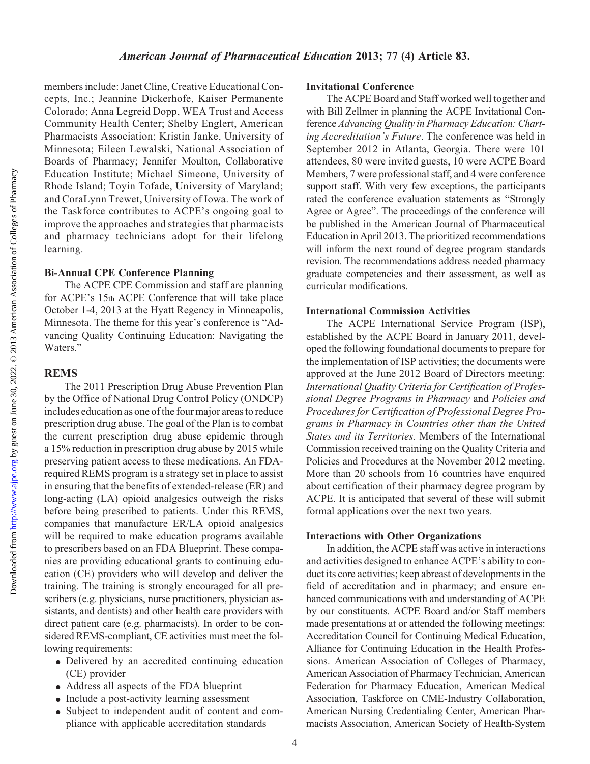members include: Janet Cline, Creative Educational Concepts, Inc.; Jeannine Dickerhofe, Kaiser Permanente Colorado; Anna Legreid Dopp, WEA Trust and Access Community Health Center; Shelby Englert, American Pharmacists Association; Kristin Janke, University of Minnesota; Eileen Lewalski, National Association of Boards of Pharmacy; Jennifer Moulton, Collaborative Education Institute; Michael Simeone, University of Rhode Island; Toyin Tofade, University of Maryland; and CoraLynn Trewet, University of Iowa. The work of the Taskforce contributes to ACPE's ongoing goal to improve the approaches and strategies that pharmacists and pharmacy technicians adopt for their lifelong learning.

**Bi-Annual CPE Conference Planning**

The ACPE CPE Commission and staff are planning for ACPE's 15th ACPE Conference that will take place October 1-4, 2013 at the Hyatt Regency in Minneapolis, Minnesota. The theme for this year's conference is "Advancing Quality Continuing Education: Navigating the Waters."

## REMS

The 2011 Prescription Drug Abuse Prevention Plan by the Office of National Drug Control Policy (ONDCP) includes education as one of the four major areas to reduce prescription drug abuse. The goal of the Plan is to combat the current prescription drug abuse epidemic through a 15% reduction in prescription drug abuse by 2015 while preserving patient access to these medications. An FDA-required REMS program is a strategy set in place to assist in ensuring that the benefits of extended-release (ER) and long-acting (LA) opioid analgesics outweigh the risks before being prescribed to patients. Under this REMS, companies that manufacture ER/LA opioid analgesics will be required to make education programs available to prescribers based on an FDA Blueprint. These companies are providing educational grants to continuing education (CE) providers who will develop and deliver the training. The training is strongly encouraged for all prescribers (e.g. physicians, nurse practitioners, physician assistants, and dentists) and other health care providers with direct patient care (e.g. pharmacists). In order to be considered REMS-compliant, CE activities must meet the following requirements:

- Delivered by an accredited continuing education (CE) provider
- Address all aspects of the FDA blueprint
- Include a post-activity learning assessment
- Subject to independent audit of content and compliance with applicable accreditation standards

**Invitational Conference**

The ACPE Board and Staff worked well together and with Bill Zellmer in planning the ACPE Invitational Conference *Advancing Quality in Pharmacy Education: Charting Accreditation's Future*. The conference was held in September 2012 in Atlanta, Georgia. There were 101 attendees, 80 were invited guests, 10 were ACPE Board Members, 7 were professional staff, and 4 were conference support staff. With very few exceptions, the participants rated the conference evaluation statements as "Strongly Agree or Agree". The proceedings of the conference will be published in the American Journal of Pharmaceutical Education in April 2013. The prioritized recommendations will inform the next round of degree program standards revision. The recommendations address needed pharmacy graduate competencies and their assessment, as well as curricular modifications.

**International Commission Activities**

The ACPE International Service Program (ISP), established by the ACPE Board in January 2011, developed the following foundational documents to prepare for the implementation of ISP activities; the documents were approved at the June 2012 Board of Directors meeting: *International Quality Criteria for Certification of Professional Degree Programs in Pharmacy* and *Policies and Procedures for Certification of Professional Degree Programs in Pharmacy in Countries other than the United States and its Territories.* Members of the International Commission received training on the Quality Criteria and Policies and Procedures at the November 2012 meeting. More than 20 schools from 16 countries have enquired about certification of their pharmacy degree program by ACPE. It is anticipated that several of these will submit formal applications over the next two years.

**Interactions with Other Organizations**

In addition, the ACPE staff was active in interactions and activities designed to enhance ACPE's ability to conduct its core activities; keep abreast of developments in the field of accreditation and in pharmacy; and ensure enhanced communications with and understanding of ACPE by our constituents. ACPE Board and/or Staff members made presentations at or attended the following meetings: Accreditation Council for Continuing Medical Education, Alliance for Continuing Education in the Health Professions. American Association of Colleges of Pharmacy, American Association of Pharmacy Technician, American Federation for Pharmacy Education, American Medical Association, Taskforce on CME-Industry Collaboration, American Nursing Credentialing Center, American Pharmacists Association, American Society of Health-System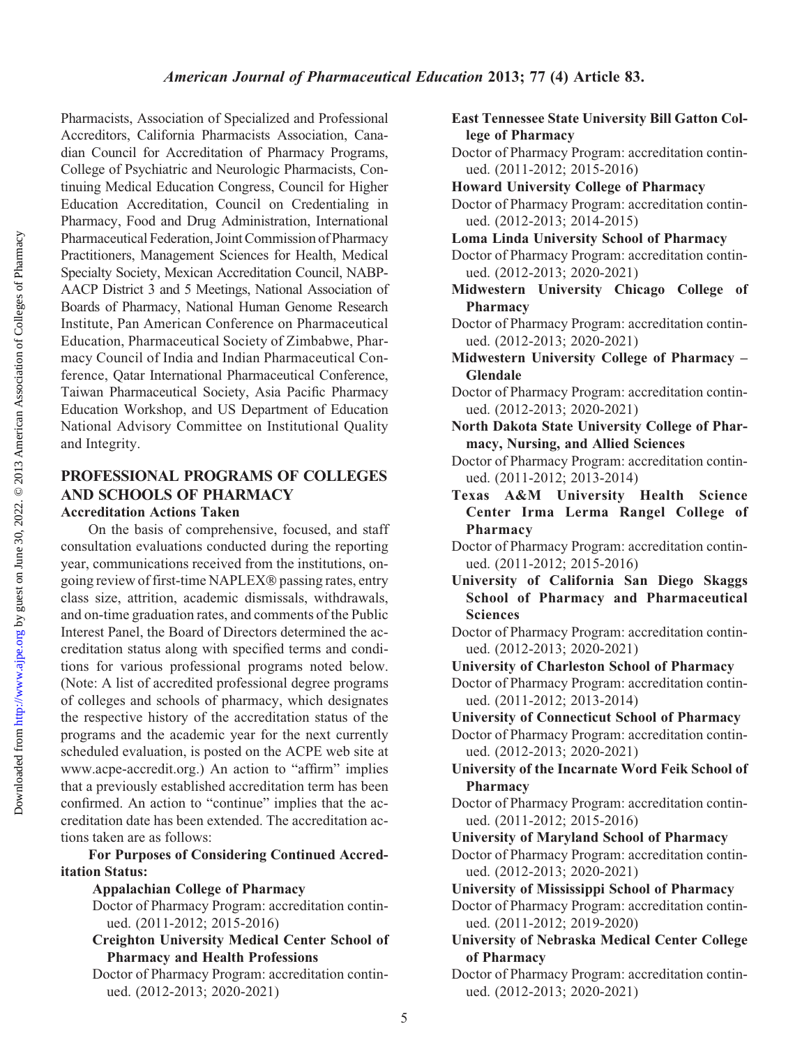Pharmacists, Association of Specialized and Professional Accreditors, California Pharmacists Association, Canadian Council for Accreditation of Pharmacy Programs, College of Psychiatric and Neurologic Pharmacists, Continuing Medical Education Congress, Council for Higher Education Accreditation, Council on Credentialing in Pharmacy, Food and Drug Administration, International Pharmaceutical Federation, Joint Commission of Pharmacy Practitioners, Management Sciences for Health, Medical Specialty Society, Mexican Accreditation Council, NABP-AACP District 3 and 5 Meetings, National Association of Boards of Pharmacy, National Human Genome Research Institute, Pan American Conference on Pharmaceutical Education, Pharmaceutical Society of Zimbabwe, Pharmacy Council of India and Indian Pharmaceutical Conference, Qatar International Pharmaceutical Conference, Taiwan Pharmaceutical Society, Asia Pacific Pharmacy Education Workshop, and US Department of Education National Advisory Committee on Institutional Quality and Integrity.

## PROFESSIONAL PROGRAMS OF COLLEGES AND SCHOOLS OF PHARMACY

### Accreditation Actions Taken

On the basis of comprehensive, focused, and staff consultation evaluations conducted during the reporting year, communications received from the institutions, ongoing review of first-time NAPLEX® passing rates, entry class size, attrition, academic dismissals, withdrawals, and on-time graduation rates, and comments of the Public Interest Panel, the Board of Directors determined the accreditation status along with specified terms and conditions for various professional programs noted below. (Note: A list of accredited professional degree programs of colleges and schools of pharmacy, which designates the respective history of the accreditation status of the programs and the academic year for the next currently scheduled evaluation, is posted on the ACPE web site at www.acpe-accredit.org.) An action to "affirm" implies that a previously established accreditation term has been confirmed. An action to "continue" implies that the accreditation date has been extended. The accreditation actions taken are as follows:

**For Purposes of Considering Continued Accreditation Status:**

**Appalachian College of Pharmacy**

Doctor of Pharmacy Program: accreditation continued. (2011-2012; 2015-2016)

**Creighton University Medical Center School of Pharmacy and Health Professions**

Doctor of Pharmacy Program: accreditation continued. (2012-2013; 2020-2021)

**East Tennessee State University Bill Gatton College of Pharmacy**

Doctor of Pharmacy Program: accreditation continued. (2011-2012; 2015-2016)

**Howard University College of Pharmacy**

Doctor of Pharmacy Program: accreditation continued. (2012-2013; 2014-2015)

**Loma Linda University School of Pharmacy**

Doctor of Pharmacy Program: accreditation continued. (2012-2013; 2020-2021)

**Midwestern University Chicago College of Pharmacy**

Doctor of Pharmacy Program: accreditation continued. (2012-2013; 2020-2021)

**Midwestern University College of Pharmacy – Glendale**

Doctor of Pharmacy Program: accreditation continued. (2012-2013; 2020-2021)

**North Dakota State University College of Pharmacy, Nursing, and Allied Sciences**

Doctor of Pharmacy Program: accreditation continued. (2011-2012; 2013-2014)

**Texas A&M University Health Science Center Irma Lerma Rangel College of Pharmacy**

Doctor of Pharmacy Program: accreditation continued. (2011-2012; 2015-2016)

**University of California San Diego Skaggs School of Pharmacy and Pharmaceutical Sciences**

Doctor of Pharmacy Program: accreditation continued. (2012-2013; 2020-2021)

**University of Charleston School of Pharmacy**

Doctor of Pharmacy Program: accreditation continued. (2011-2012; 2013-2014)

**University of Connecticut School of Pharmacy**

Doctor of Pharmacy Program: accreditation continued. (2012-2013; 2020-2021)

**University of the Incarnate Word Feik School of Pharmacy**

Doctor of Pharmacy Program: accreditation continued. (2011-2012; 2015-2016)

**University of Maryland School of Pharmacy**

Doctor of Pharmacy Program: accreditation continued. (2012-2013; 2020-2021)

**University of Mississippi School of Pharmacy**

Doctor of Pharmacy Program: accreditation continued. (2011-2012; 2019-2020)

**University of Nebraska Medical Center College of Pharmacy**

Doctor of Pharmacy Program: accreditation continued. (2012-2013; 2020-2021)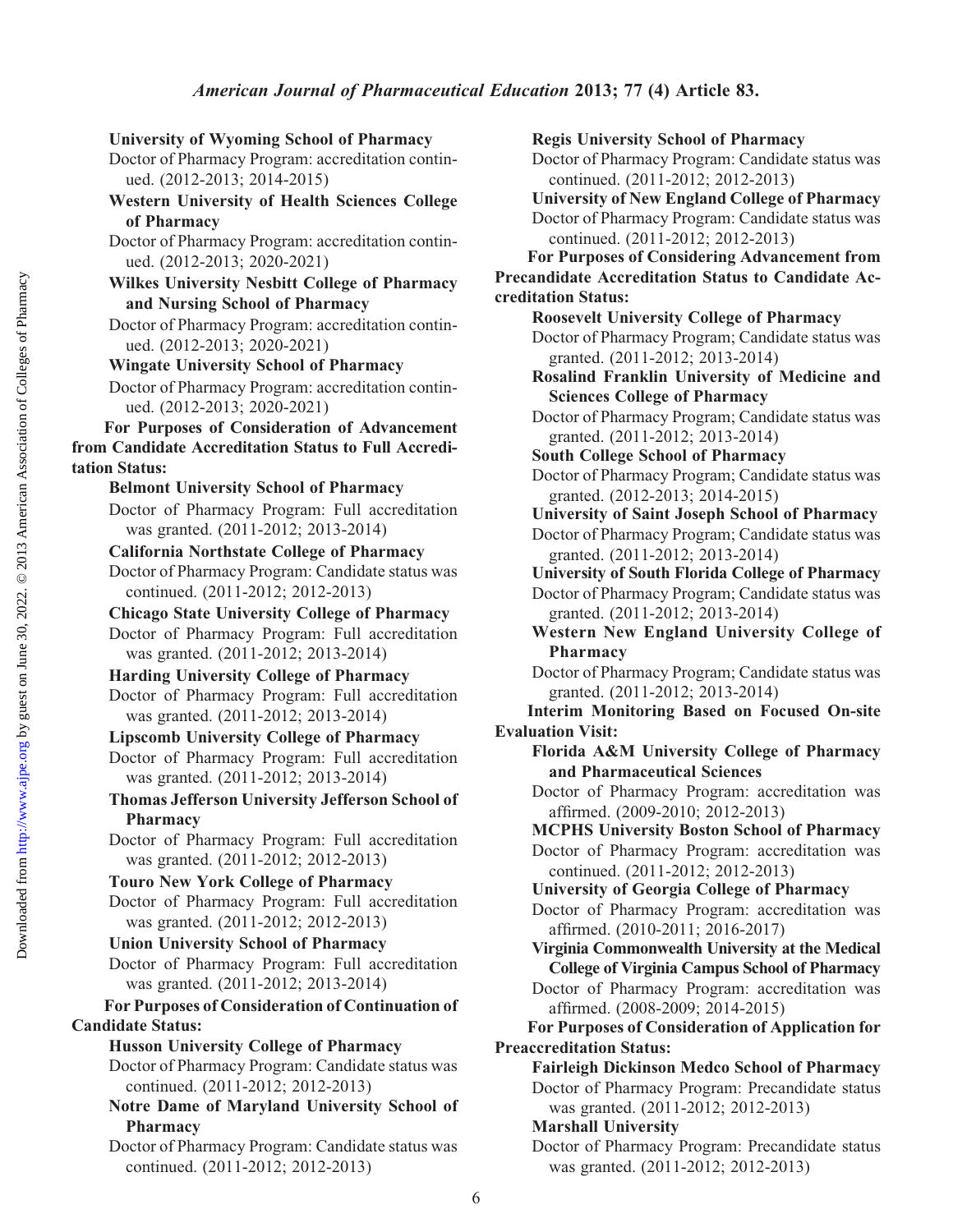**University of Wyoming School of Pharmacy**

Doctor of Pharmacy Program: accreditation continued. (2012-2013; 2014-2015)

**Western University of Health Sciences College of Pharmacy**

Doctor of Pharmacy Program: accreditation continued. (2012-2013; 2020-2021)

**Wilkes University Nesbitt College of Pharmacy and Nursing School of Pharmacy**

Doctor of Pharmacy Program: accreditation continued. (2012-2013; 2020-2021)

**Wingate University School of Pharmacy**

Doctor of Pharmacy Program: accreditation continued. (2012-2013; 2020-2021)

**For Purposes of Consideration of Advancement from Candidate Accreditation Status to Full Accreditation Status:**

**Belmont University School of Pharmacy**

Doctor of Pharmacy Program: Full accreditation was granted. (2011-2012; 2013-2014)

**California Northstate College of Pharmacy**

Doctor of Pharmacy Program: Candidate status was continued. (2011-2012; 2012-2013)

**Chicago State University College of Pharmacy**

Doctor of Pharmacy Program: Full accreditation was granted. (2011-2012; 2013-2014)

**Harding University College of Pharmacy**

Doctor of Pharmacy Program: Full accreditation was granted. (2011-2012; 2013-2014)

**Lipscomb University College of Pharmacy**

Doctor of Pharmacy Program: Full accreditation was granted. (2011-2012; 2013-2014)

**Thomas Jefferson University Jefferson School of Pharmacy**

Doctor of Pharmacy Program: Full accreditation was granted. (2011-2012; 2012-2013)

**Touro New York College of Pharmacy**

Doctor of Pharmacy Program: Full accreditation was granted. (2011-2012; 2012-2013)

**Union University School of Pharmacy**

Doctor of Pharmacy Program: Full accreditation was granted. (2011-2012; 2013-2014)

**For Purposes of Consideration of Continuation of Candidate Status:**

**Husson University College of Pharmacy**

Doctor of Pharmacy Program: Candidate status was continued. (2011-2012; 2012-2013)

**Notre Dame of Maryland University School of Pharmacy**

Doctor of Pharmacy Program: Candidate status was continued. (2011-2012; 2012-2013)

**Regis University School of Pharmacy**

Doctor of Pharmacy Program: Candidate status was continued. (2011-2012; 2012-2013)

**University of New England College of Pharmacy**

Doctor of Pharmacy Program: Candidate status was continued. (2011-2012; 2012-2013)

**For Purposes of Considering Advancement from Precandidate Accreditation Status to Candidate Accreditation Status:**

**Roosevelt University College of Pharmacy**

Doctor of Pharmacy Program; Candidate status was granted. (2011-2012; 2013-2014)

**Rosalind Franklin University of Medicine and Sciences College of Pharmacy**

Doctor of Pharmacy Program; Candidate status was granted. (2011-2012; 2013-2014)

**South College School of Pharmacy**

Doctor of Pharmacy Program; Candidate status was granted. (2012-2013; 2014-2015)

**University of Saint Joseph School of Pharmacy**

Doctor of Pharmacy Program; Candidate status was granted. (2011-2012; 2013-2014)

**University of South Florida College of Pharmacy**

Doctor of Pharmacy Program; Candidate status was granted. (2011-2012; 2013-2014)

**Western New England University College of Pharmacy**

Doctor of Pharmacy Program; Candidate status was granted. (2011-2012; 2013-2014)

**Interim Monitoring Based on Focused On-site Evaluation Visit:**

**Florida A&M University College of Pharmacy and Pharmaceutical Sciences**

Doctor of Pharmacy Program: accreditation was affirmed. (2009-2010; 2012-2013)

**MCPHS University Boston School of Pharmacy**

Doctor of Pharmacy Program: accreditation was continued. (2011-2012; 2012-2013)

**University of Georgia College of Pharmacy**

Doctor of Pharmacy Program: accreditation was affirmed. (2010-2011; 2016-2017)

**Virginia Commonwealth University at the Medical College of Virginia Campus School of Pharmacy**

Doctor of Pharmacy Program: accreditation was affirmed. (2008-2009; 2014-2015)

**For Purposes of Consideration of Application for Preaccreditation Status:**

**Fairleigh Dickinson Medco School of Pharmacy**

Doctor of Pharmacy Program: Precandidate status was granted. (2011-2012; 2012-2013)

**Marshall University**

Doctor of Pharmacy Program: Precandidate status was granted. (2011-2012; 2012-2013)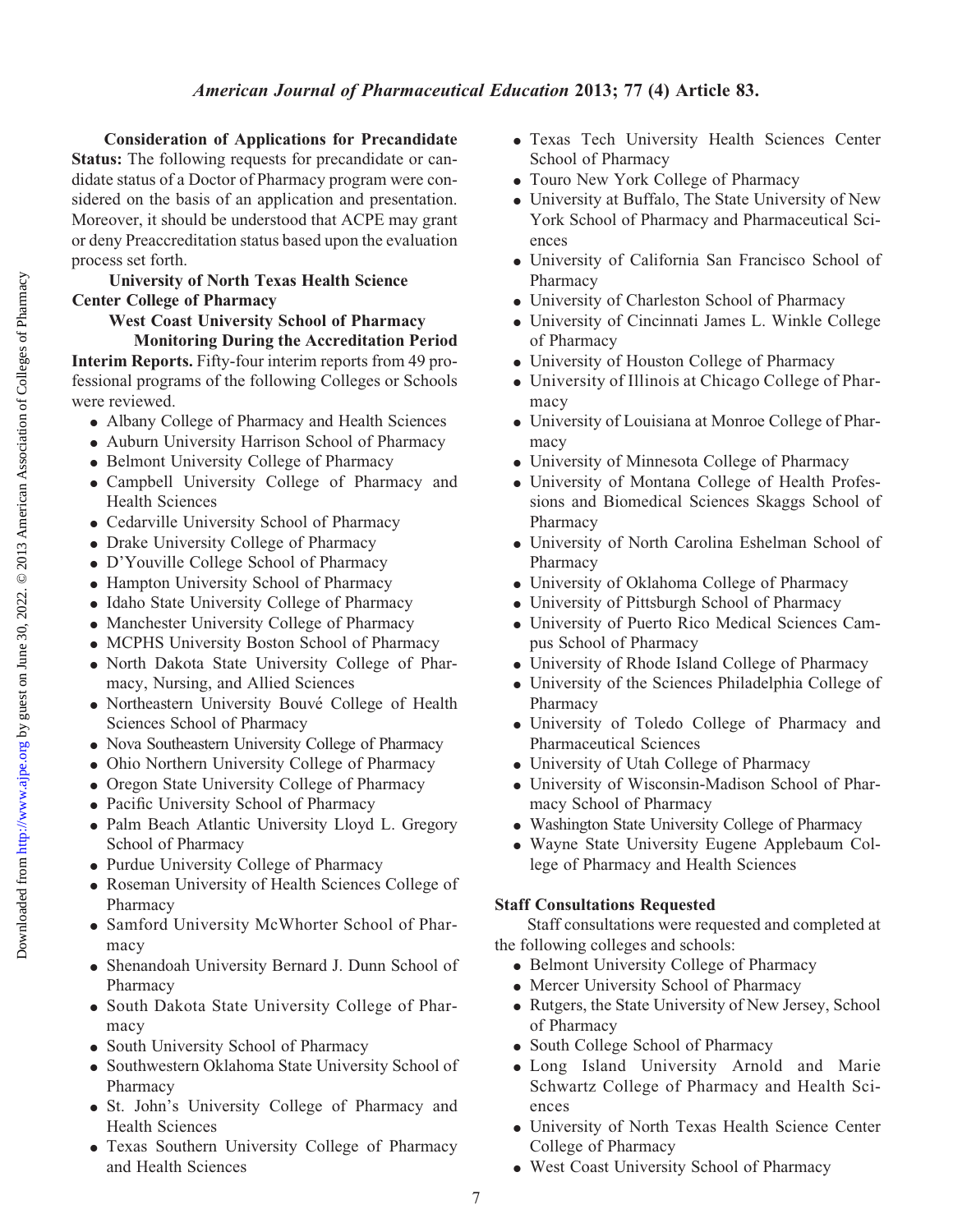**Consideration of Applications for Precandidate Status:** The following requests for precandidate or candidate status of a Doctor of Pharmacy program were considered on the basis of an application and presentation. Moreover, it should be understood that ACPE may grant or deny Preaccreditation status based upon the evaluation process set forth.

**University of North Texas Health Science Center College of Pharmacy**

**West Coast University School of Pharmacy**

**Monitoring During the Accreditation Period**

**Interim Reports.** Fifty-four interim reports from 49 professional programs of the following Colleges or Schools were reviewed.

- Albany College of Pharmacy and Health Sciences
- Auburn University Harrison School of Pharmacy
- Belmont University College of Pharmacy
- Campbell University College of Pharmacy and Health Sciences
- Cedarville University School of Pharmacy
- Drake University College of Pharmacy
- D'Youville College School of Pharmacy
- Hampton University School of Pharmacy
- Idaho State University College of Pharmacy
- Manchester University College of Pharmacy
- MCPHS University Boston School of Pharmacy
- North Dakota State University College of Pharmacy, Nursing, and Allied Sciences
- Northeastern University Bouvé College of Health Sciences School of Pharmacy
- Nova Southeastern University College of Pharmacy
- Ohio Northern University College of Pharmacy
- Oregon State University College of Pharmacy
- Pacific University School of Pharmacy
- Palm Beach Atlantic University Lloyd L. Gregory School of Pharmacy
- Purdue University College of Pharmacy
- Roseman University of Health Sciences College of Pharmacy
- Samford University McWhorter School of Pharmacy
- Shenandoah University Bernard J. Dunn School of Pharmacy
- South Dakota State University College of Pharmacy
- South University School of Pharmacy
- Southwestern Oklahoma State University School of Pharmacy
- St. John's University College of Pharmacy and Health Sciences
- Texas Southern University College of Pharmacy and Health Sciences
- Texas Tech University Health Sciences Center School of Pharmacy
- Touro New York College of Pharmacy
- University at Buffalo, The State University of New York School of Pharmacy and Pharmaceutical Sciences
- University of California San Francisco School of Pharmacy
- University of Charleston School of Pharmacy
- University of Cincinnati James L. Winkle College of Pharmacy
- University of Houston College of Pharmacy
- University of Illinois at Chicago College of Pharmacy
- University of Louisiana at Monroe College of Pharmacy
- University of Minnesota College of Pharmacy
- University of Montana College of Health Professions and Biomedical Sciences Skaggs School of Pharmacy
- University of North Carolina Eshelman School of Pharmacy
- University of Oklahoma College of Pharmacy
- University of Pittsburgh School of Pharmacy
- University of Puerto Rico Medical Sciences Campus School of Pharmacy
- University of Rhode Island College of Pharmacy
- University of the Sciences Philadelphia College of Pharmacy
- University of Toledo College of Pharmacy and Pharmaceutical Sciences
- University of Utah College of Pharmacy
- University of Wisconsin-Madison School of Pharmacy School of Pharmacy
- Washington State University College of Pharmacy
- Wayne State University Eugene Applebaum College of Pharmacy and Health Sciences

**Staff Consultations Requested**

Staff consultations were requested and completed at the following colleges and schools:

- Belmont University College of Pharmacy
- Mercer University School of Pharmacy
- Rutgers, the State University of New Jersey, School of Pharmacy
- South College School of Pharmacy
- Long Island University Arnold and Marie Schwartz College of Pharmacy and Health Sciences
- University of North Texas Health Science Center College of Pharmacy
- West Coast University School of Pharmacy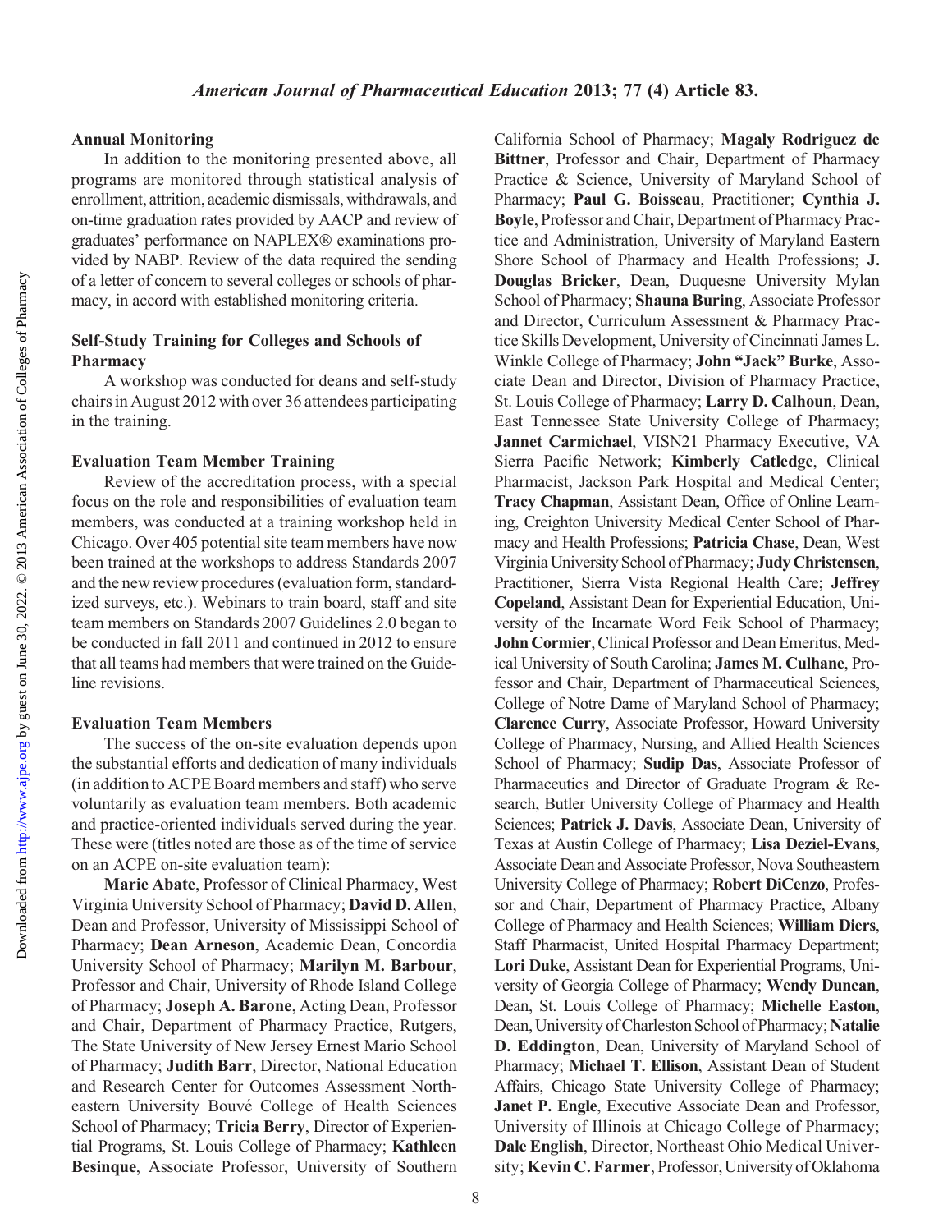### Annual Monitoring

In addition to the monitoring presented above, all programs are monitored through statistical analysis of enrollment, attrition, academic dismissals, withdrawals, and on-time graduation rates provided by AACP and review of graduates' performance on NAPLEX® examinations provided by NABP. Review of the data required the sending of a letter of concern to several colleges or schools of pharmacy, in accord with established monitoring criteria.

### Self-Study Training for Colleges and Schools of Pharmacy

A workshop was conducted for deans and self-study chairs in August 2012 with over 36 attendees participating in the training.

### Evaluation Team Member Training

Review of the accreditation process, with a special focus on the role and responsibilities of evaluation team members, was conducted at a training workshop held in Chicago. Over 405 potential site team members have now been trained at the workshops to address Standards 2007 and the new review procedures (evaluation form, standardized surveys, etc.). Webinars to train board, staff and site team members on Standards 2007 Guidelines 2.0 began to be conducted in fall 2011 and continued in 2012 to ensure that all teams had members that were trained on the Guideline revisions.

### Evaluation Team Members

The success of the on-site evaluation depends upon the substantial efforts and dedication of many individuals (in addition to ACPE Board members and staff) who serve voluntarily as evaluation team members. Both academic and practice-oriented individuals served during the year. These were (titles noted are those as of the time of service on an ACPE on-site evaluation team):

**Marie Abate**, Professor of Clinical Pharmacy, West Virginia University School of Pharmacy; **David D. Allen**, Dean and Professor, University of Mississippi School of Pharmacy; **Dean Arneson**, Academic Dean, Concordia University School of Pharmacy; **Marilyn M. Barbour**, Professor and Chair, University of Rhode Island College of Pharmacy; **Joseph A. Barone**, Acting Dean, Professor and Chair, Department of Pharmacy Practice, Rutgers, The State University of New Jersey Ernest Mario School of Pharmacy; **Judith Barr**, Director, National Education and Research Center for Outcomes Assessment Northeastern University Bouvé College of Health Sciences School of Pharmacy; **Tricia Berry**, Director of Experiential Programs, St. Louis College of Pharmacy; **Kathleen Besinque**, Associate Professor, University of Southern California School of Pharmacy; **Magaly Rodriguez de Bittner**, Professor and Chair, Department of Pharmacy Practice & Science, University of Maryland School of Pharmacy; **Paul G. Boisseau**, Practitioner; **Cynthia J. Boyle**, Professor and Chair, Department of Pharmacy Practice and Administration, University of Maryland Eastern Shore School of Pharmacy and Health Professions; **J. Douglas Bricker**, Dean, Duquesne University Mylan School of Pharmacy; **Shauna Buring**, Associate Professor and Director, Curriculum Assessment & Pharmacy Practice Skills Development, University of Cincinnati James L. Winkle College of Pharmacy; **John "Jack" Burke**, Associate Dean and Director, Division of Pharmacy Practice, St. Louis College of Pharmacy; **Larry D. Calhoun**, Dean, East Tennessee State University College of Pharmacy; **Jannet Carmichael**, VISN21 Pharmacy Executive, VA Sierra Pacific Network; **Kimberly Catledge**, Clinical Pharmacist, Jackson Park Hospital and Medical Center; **Tracy Chapman**, Assistant Dean, Office of Online Learning, Creighton University Medical Center School of Pharmacy and Health Professions; **Patricia Chase**, Dean, West Virginia University School of Pharmacy; **Judy Christensen**, Practitioner, Sierra Vista Regional Health Care; **Jeffrey Copeland**, Assistant Dean for Experiential Education, University of the Incarnate Word Feik School of Pharmacy; **John Cormier**, Clinical Professor and Dean Emeritus, Medical University of South Carolina; **James M. Culhane**, Professor and Chair, Department of Pharmaceutical Sciences, College of Notre Dame of Maryland School of Pharmacy; **Clarence Curry**, Associate Professor, Howard University College of Pharmacy, Nursing, and Allied Health Sciences School of Pharmacy; **Sudip Das**, Associate Professor of Pharmaceutics and Director of Graduate Program & Research, Butler University College of Pharmacy and Health Sciences; **Patrick J. Davis**, Associate Dean, University of Texas at Austin College of Pharmacy; **Lisa Deziel-Evans**, Associate Dean and Associate Professor, Nova Southeastern University College of Pharmacy; **Robert DiCenzo**, Professor and Chair, Department of Pharmacy Practice, Albany College of Pharmacy and Health Sciences; **William Diers**, Staff Pharmacist, United Hospital Pharmacy Department; **Lori Duke**, Assistant Dean for Experiential Programs, University of Georgia College of Pharmacy; **Wendy Duncan**, Dean, St. Louis College of Pharmacy; **Michelle Easton**, Dean, University of Charleston School of Pharmacy; **Natalie D. Eddington**, Dean, University of Maryland School of Pharmacy; **Michael T. Ellison**, Assistant Dean of Student Affairs, Chicago State University College of Pharmacy; **Janet P. Engle**, Executive Associate Dean and Professor, University of Illinois at Chicago College of Pharmacy; **Dale English**, Director, Northeast Ohio Medical University; **Kevin C. Farmer**, Professor, University of Oklahoma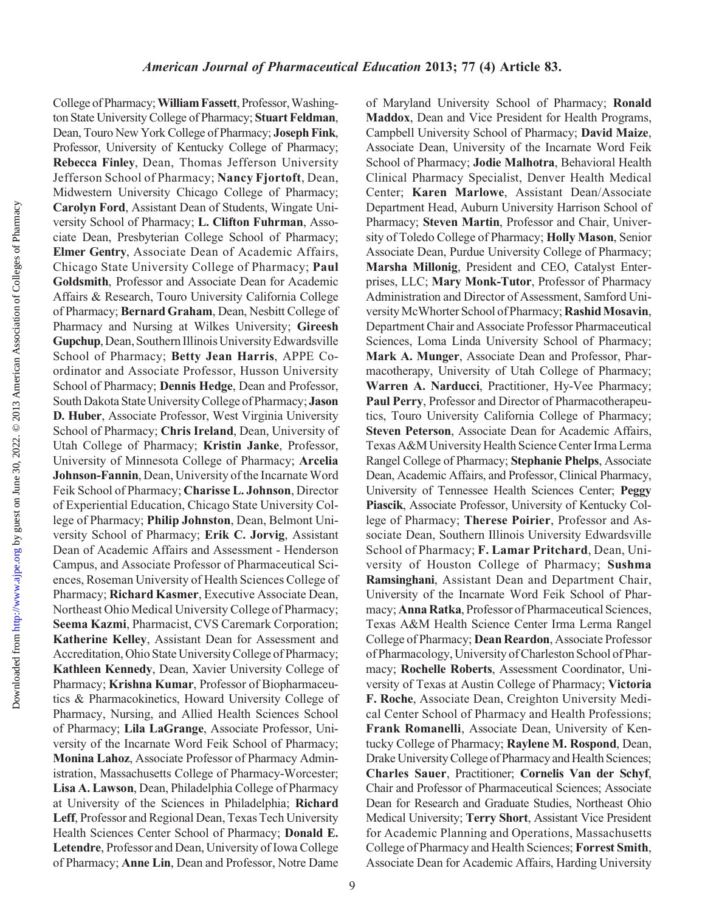College of Pharmacy; **William Fassett**, Professor, Washington State University College of Pharmacy; **Stuart Feldman**, Dean, Touro New York College of Pharmacy; **Joseph Fink**, Professor, University of Kentucky College of Pharmacy; **Rebecca Finley**, Dean, Thomas Jefferson University Jefferson School of Pharmacy; **Nancy Fjortoft**, Dean, Midwestern University Chicago College of Pharmacy; **Carolyn Ford**, Assistant Dean of Students, Wingate University School of Pharmacy; **L. Clifton Fuhrman**, Associate Dean, Presbyterian College School of Pharmacy; **Elmer Gentry**, Associate Dean of Academic Affairs, Chicago State University College of Pharmacy; **Paul Goldsmith**, Professor and Associate Dean for Academic Affairs & Research, Touro University California College of Pharmacy; **Bernard Graham**, Dean, Nesbitt College of Pharmacy and Nursing at Wilkes University; **Gireesh Gupchup**, Dean, Southern Illinois University Edwardsville School of Pharmacy; **Betty Jean Harris**, APPE Coordinator and Associate Professor, Husson University School of Pharmacy; **Dennis Hedge**, Dean and Professor, South Dakota State University College of Pharmacy; **Jason D. Huber**, Associate Professor, West Virginia University School of Pharmacy; **Chris Ireland**, Dean, University of Utah College of Pharmacy; **Kristin Janke**, Professor, University of Minnesota College of Pharmacy; **Arcelia Johnson-Fannin**, Dean, University of the Incarnate Word Feik School of Pharmacy; **Charisse L. Johnson**, Director of Experiential Education, Chicago State University College of Pharmacy; **Philip Johnston**, Dean, Belmont University School of Pharmacy; **Erik C. Jorvig**, Assistant Dean of Academic Affairs and Assessment - Henderson Campus, and Associate Professor of Pharmaceutical Sciences, Roseman University of Health Sciences College of Pharmacy; **Richard Kasmer**, Executive Associate Dean, Northeast Ohio Medical University College of Pharmacy; **Seema Kazmi**, Pharmacist, CVS Caremark Corporation; **Katherine Kelley**, Assistant Dean for Assessment and Accreditation, Ohio State University College of Pharmacy; **Kathleen Kennedy**, Dean, Xavier University College of Pharmacy; **Krishna Kumar**, Professor of Biopharmaceutics & Pharmacokinetics, Howard University College of Pharmacy, Nursing, and Allied Health Sciences School of Pharmacy; **Lila LaGrange**, Associate Professor, University of the Incarnate Word Feik School of Pharmacy; **Monina Lahoz**, Associate Professor of Pharmacy Administration, Massachusetts College of Pharmacy-Worcester; **Lisa A. Lawson**, Dean, Philadelphia College of Pharmacy at University of the Sciences in Philadelphia; **Richard Leff**, Professor and Regional Dean, Texas Tech University Health Sciences Center School of Pharmacy; **Donald E. Letendre**, Professor and Dean, University of Iowa College of Pharmacy; **Anne Lin**, Dean and Professor, Notre Dame of Maryland University School of Pharmacy; **Ronald Maddox**, Dean and Vice President for Health Programs, Campbell University School of Pharmacy; **David Maize**, Associate Dean, University of the Incarnate Word Feik School of Pharmacy; **Jodie Malhotra**, Behavioral Health Clinical Pharmacy Specialist, Denver Health Medical Center; **Karen Marlowe**, Assistant Dean/Associate Department Head, Auburn University Harrison School of Pharmacy; **Steven Martin**, Professor and Chair, University of Toledo College of Pharmacy; **Holly Mason**, Senior Associate Dean, Purdue University College of Pharmacy; **Marsha Millonig**, President and CEO, Catalyst Enterprises, LLC; **Mary Monk-Tutor**, Professor of Pharmacy Administration and Director of Assessment, Samford University McWhorter School of Pharmacy; **Rashid Mosavin**, Department Chair and Associate Professor Pharmaceutical Sciences, Loma Linda University School of Pharmacy; **Mark A. Munger**, Associate Dean and Professor, Pharmacotherapy, University of Utah College of Pharmacy; **Warren A. Narducci**, Practitioner, Hy-Vee Pharmacy; **Paul Perry**, Professor and Director of Pharmacotherapeutics, Touro University California College of Pharmacy; **Steven Peterson**, Associate Dean for Academic Affairs, Texas A&M University Health Science Center Irma Lerma Rangel College of Pharmacy; **Stephanie Phelps**, Associate Dean, Academic Affairs, and Professor, Clinical Pharmacy, University of Tennessee Health Sciences Center; **Peggy Piascik**, Associate Professor, University of Kentucky College of Pharmacy; **Therese Poirier**, Professor and Associate Dean, Southern Illinois University Edwardsville School of Pharmacy; **F. Lamar Pritchard**, Dean, University of Houston College of Pharmacy; **Sushma Ramsinghani**, Assistant Dean and Department Chair, University of the Incarnate Word Feik School of Pharmacy; **Anna Ratka**, Professor of Pharmaceutical Sciences, Texas A&M Health Science Center Irma Lerma Rangel College of Pharmacy; **Dean Reardon**, Associate Professor of Pharmacology, University of Charleston School of Pharmacy; **Rochelle Roberts**, Assessment Coordinator, University of Texas at Austin College of Pharmacy; **Victoria F. Roche**, Associate Dean, Creighton University Medical Center School of Pharmacy and Health Professions; **Frank Romanelli**, Associate Dean, University of Kentucky College of Pharmacy; **Raylene M. Rospond**, Dean, Drake University College of Pharmacy and Health Sciences; **Charles Sauer**, Practitioner; **Cornelis Van der Schyf**, Chair and Professor of Pharmaceutical Sciences; Associate Dean for Research and Graduate Studies, Northeast Ohio Medical University; **Terry Short**, Assistant Vice President for Academic Planning and Operations, Massachusetts College of Pharmacy and Health Sciences; **Forrest Smith**, Associate Dean for Academic Affairs, Harding University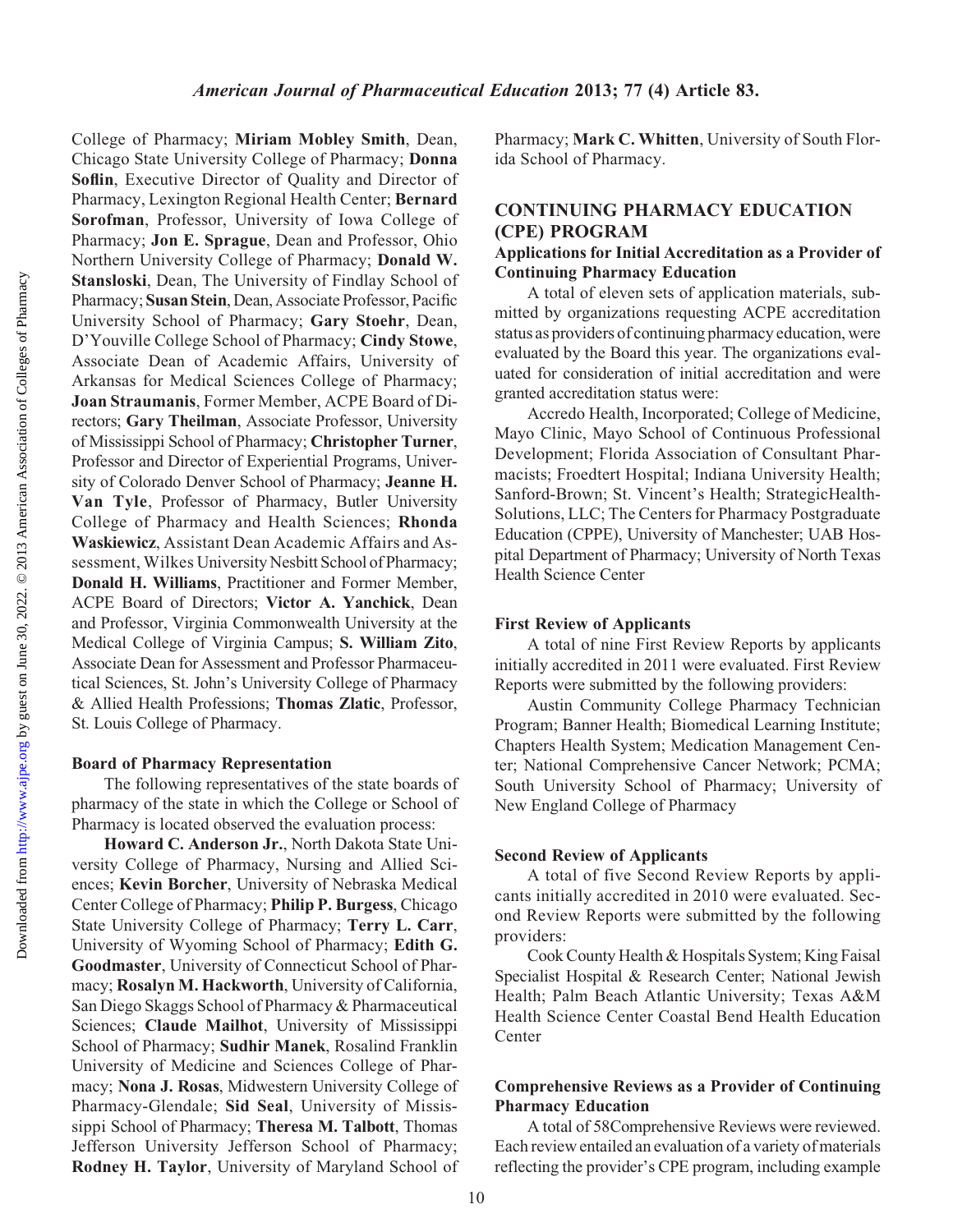College of Pharmacy; **Miriam Mobley Smith**, Dean, Chicago State University College of Pharmacy; **Donna Soflin**, Executive Director of Quality and Director of Pharmacy, Lexington Regional Health Center; **Bernard Sorofman**, Professor, University of Iowa College of Pharmacy; **Jon E. Sprague**, Dean and Professor, Ohio Northern University College of Pharmacy; **Donald W. Stansloski**, Dean, The University of Findlay School of Pharmacy; **Susan Stein**, Dean, Associate Professor, Pacific University School of Pharmacy; **Gary Stoehr**, Dean, D'Youville College School of Pharmacy; **Cindy Stowe**, Associate Dean of Academic Affairs, University of Arkansas for Medical Sciences College of Pharmacy; **Joan Straumanis**, Former Member, ACPE Board of Directors; **Gary Theilman**, Associate Professor, University of Mississippi School of Pharmacy; **Christopher Turner**, Professor and Director of Experiential Programs, University of Colorado Denver School of Pharmacy; **Jeanne H. Van Tyle**, Professor of Pharmacy, Butler University College of Pharmacy and Health Sciences; **Rhonda Waskiewicz**, Assistant Dean Academic Affairs and Assessment, Wilkes University Nesbitt School of Pharmacy; **Donald H. Williams**, Practitioner and Former Member, ACPE Board of Directors; **Victor A. Yanchick**, Dean and Professor, Virginia Commonwealth University at the Medical College of Virginia Campus; **S. William Zito**, Associate Dean for Assessment and Professor Pharmaceutical Sciences, St. John's University College of Pharmacy & Allied Health Professions; **Thomas Zlatic**, Professor, St. Louis College of Pharmacy.

### Board of Pharmacy Representation

The following representatives of the state boards of pharmacy of the state in which the College or School of Pharmacy is located observed the evaluation process:

**Howard C. Anderson Jr.**, North Dakota State University College of Pharmacy, Nursing and Allied Sciences; **Kevin Borcher**, University of Nebraska Medical Center College of Pharmacy; **Philip P. Burgess**, Chicago State University College of Pharmacy; **Terry L. Carr**, University of Wyoming School of Pharmacy; **Edith G. Goodmaster**, University of Connecticut School of Pharmacy; **Rosalyn M. Hackworth**, University of California, San Diego Skaggs School of Pharmacy & Pharmaceutical Sciences; **Claude Mailhot**, University of Mississippi School of Pharmacy; **Sudhir Manek**, Rosalind Franklin University of Medicine and Sciences College of Pharmacy; **Nona J. Rosas**, Midwestern University College of Pharmacy-Glendale; **Sid Seal**, University of Mississippi School of Pharmacy; **Theresa M. Talbott**, Thomas Jefferson University Jefferson School of Pharmacy; **Rodney H. Taylor**, University of Maryland School of Pharmacy; **Mark C. Whitten**, University of South Florida School of Pharmacy.

## CONTINUING PHARMACY EDUCATION (CPE) PROGRAM

### Applications for Initial Accreditation as a Provider of Continuing Pharmacy Education

A total of eleven sets of application materials, submitted by organizations requesting ACPE accreditation status as providers of continuing pharmacy education, were evaluated by the Board this year. The organizations evaluated for consideration of initial accreditation and were granted accreditation status were:

Accredo Health, Incorporated; College of Medicine, Mayo Clinic, Mayo School of Continuous Professional Development; Florida Association of Consultant Pharmacists; Froedtert Hospital; Indiana University Health; Sanford-Brown; St. Vincent's Health; StrategicHealthSolutions, LLC; The Centers for Pharmacy Postgraduate Education (CPPE), University of Manchester; UAB Hospital Department of Pharmacy; University of North Texas Health Science Center

### First Review of Applicants

A total of nine First Review Reports by applicants initially accredited in 2011 were evaluated. First Review Reports were submitted by the following providers:

Austin Community College Pharmacy Technician Program; Banner Health; Biomedical Learning Institute; Chapters Health System; Medication Management Center; National Comprehensive Cancer Network; PCMA; South University School of Pharmacy; University of New England College of Pharmacy

### Second Review of Applicants

A total of five Second Review Reports by applicants initially accredited in 2010 were evaluated. Second Review Reports were submitted by the following providers:

Cook County Health & Hospitals System; King Faisal Specialist Hospital & Research Center; National Jewish Health; Palm Beach Atlantic University; Texas A&M Health Science Center Coastal Bend Health Education Center

### Comprehensive Reviews as a Provider of Continuing Pharmacy Education

A total of 58Comprehensive Reviews were reviewed. Each review entailed an evaluation of a variety of materials reflecting the provider's CPE program, including example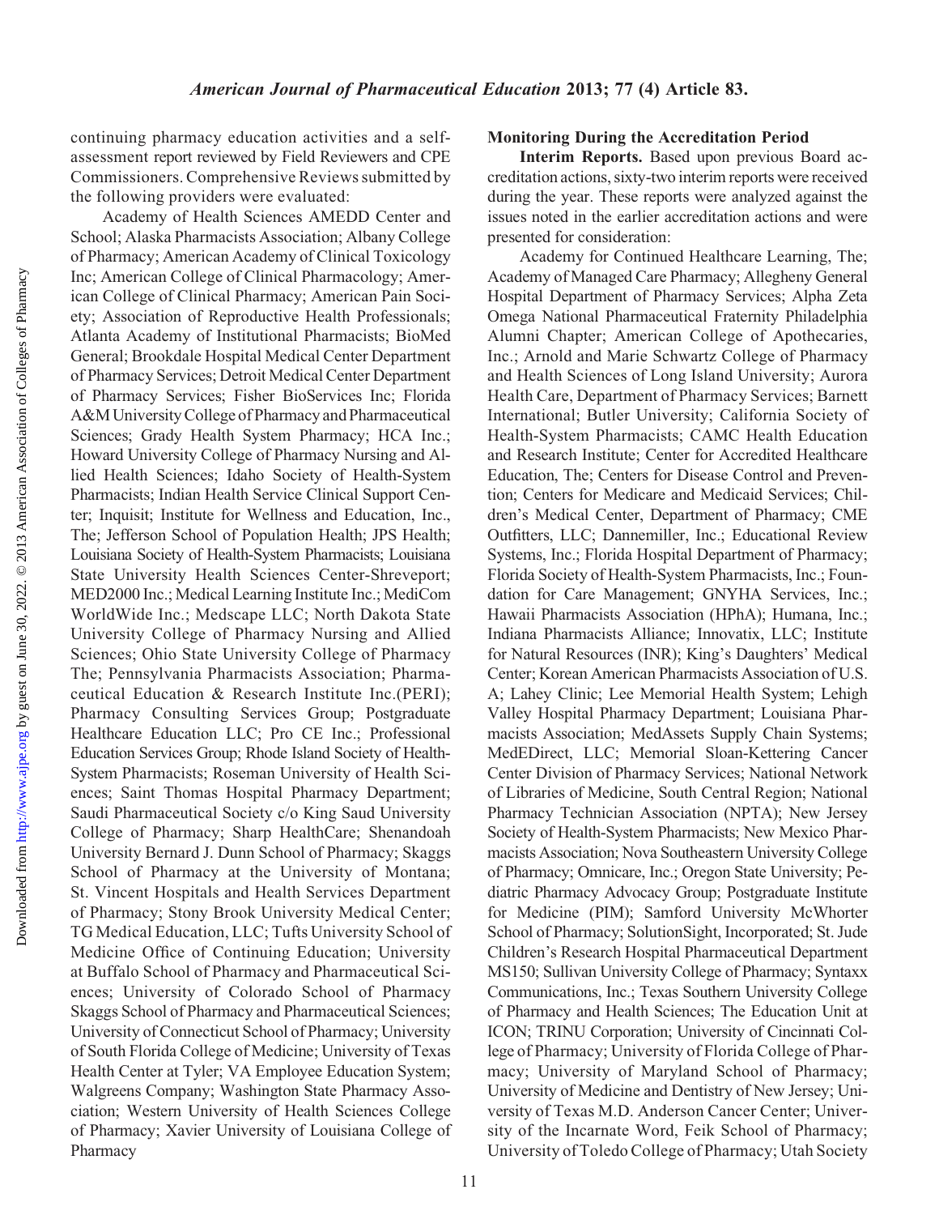continuing pharmacy education activities and a self-assessment report reviewed by Field Reviewers and CPE Commissioners. Comprehensive Reviews submitted by the following providers were evaluated:

Academy of Health Sciences AMEDD Center and School; Alaska Pharmacists Association; Albany College of Pharmacy; American Academy of Clinical Toxicology Inc; American College of Clinical Pharmacology; American College of Clinical Pharmacy; American Pain Society; Association of Reproductive Health Professionals; Atlanta Academy of Institutional Pharmacists; BioMed General; Brookdale Hospital Medical Center Department of Pharmacy Services; Detroit Medical Center Department of Pharmacy Services; Fisher BioServices Inc; Florida A&M University College of Pharmacy and Pharmaceutical Sciences; Grady Health System Pharmacy; HCA Inc.; Howard University College of Pharmacy Nursing and Allied Health Sciences; Idaho Society of Health-System Pharmacists; Indian Health Service Clinical Support Center; Inquisit; Institute for Wellness and Education, Inc., The; Jefferson School of Population Health; JPS Health; Louisiana Society of Health-System Pharmacists; Louisiana State University Health Sciences Center-Shreveport; MED2000 Inc.; Medical Learning Institute Inc.; MediCom WorldWide Inc.; Medscape LLC; North Dakota State University College of Pharmacy Nursing and Allied Sciences; Ohio State University College of Pharmacy The; Pennsylvania Pharmacists Association; Pharmaceutical Education & Research Institute Inc.(PERI); Pharmacy Consulting Services Group; Postgraduate Healthcare Education LLC; Pro CE Inc.; Professional Education Services Group; Rhode Island Society of Health-System Pharmacists; Roseman University of Health Sciences; Saint Thomas Hospital Pharmacy Department; Saudi Pharmaceutical Society c/o King Saud University College of Pharmacy; Sharp HealthCare; Shenandoah University Bernard J. Dunn School of Pharmacy; Skaggs School of Pharmacy at the University of Montana; St. Vincent Hospitals and Health Services Department of Pharmacy; Stony Brook University Medical Center; TG Medical Education, LLC; Tufts University School of Medicine Office of Continuing Education; University at Buffalo School of Pharmacy and Pharmaceutical Sciences; University of Colorado School of Pharmacy Skaggs School of Pharmacy and Pharmaceutical Sciences; University of Connecticut School of Pharmacy; University of South Florida College of Medicine; University of Texas Health Center at Tyler; VA Employee Education System; Walgreens Company; Washington State Pharmacy Association; Western University of Health Sciences College of Pharmacy; Xavier University of Louisiana College of Pharmacy

### Monitoring During the Accreditation Period

**Interim Reports.** Based upon previous Board accreditation actions, sixty-two interim reports were received during the year. These reports were analyzed against the issues noted in the earlier accreditation actions and were presented for consideration:

Academy for Continued Healthcare Learning, The; Academy of Managed Care Pharmacy; Allegheny General Hospital Department of Pharmacy Services; Alpha Zeta Omega National Pharmaceutical Fraternity Philadelphia Alumni Chapter; American College of Apothecaries, Inc.; Arnold and Marie Schwartz College of Pharmacy and Health Sciences of Long Island University; Aurora Health Care, Department of Pharmacy Services; Barnett International; Butler University; California Society of Health-System Pharmacists; CAMC Health Education and Research Institute; Center for Accredited Healthcare Education, The; Centers for Disease Control and Prevention; Centers for Medicare and Medicaid Services; Children's Medical Center, Department of Pharmacy; CME Outfitters, LLC; Dannemiller, Inc.; Educational Review Systems, Inc.; Florida Hospital Department of Pharmacy; Florida Society of Health-System Pharmacists, Inc.; Foundation for Care Management; GNYHA Services, Inc.; Hawaii Pharmacists Association (HPhA); Humana, Inc.; Indiana Pharmacists Alliance; Innovatix, LLC; Institute for Natural Resources (INR); King's Daughters' Medical Center; Korean American Pharmacists Association of U.S. A; Lahey Clinic; Lee Memorial Health System; Lehigh Valley Hospital Pharmacy Department; Louisiana Pharmacists Association; MedAssets Supply Chain Systems; MedEDirect, LLC; Memorial Sloan-Kettering Cancer Center Division of Pharmacy Services; National Network of Libraries of Medicine, South Central Region; National Pharmacy Technician Association (NPTA); New Jersey Society of Health-System Pharmacists; New Mexico Pharmacists Association; Nova Southeastern University College of Pharmacy; Omnicare, Inc.; Oregon State University; Pediatric Pharmacy Advocacy Group; Postgraduate Institute for Medicine (PIM); Samford University McWhorter School of Pharmacy; SolutionSight, Incorporated; St. Jude Children's Research Hospital Pharmaceutical Department MS150; Sullivan University College of Pharmacy; Syntaxx Communications, Inc.; Texas Southern University College of Pharmacy and Health Sciences; The Education Unit at ICON; TRINU Corporation; University of Cincinnati College of Pharmacy; University of Florida College of Pharmacy; University of Maryland School of Pharmacy; University of Medicine and Dentistry of New Jersey; University of Texas M.D. Anderson Cancer Center; University of the Incarnate Word, Feik School of Pharmacy; University of Toledo College of Pharmacy; Utah Society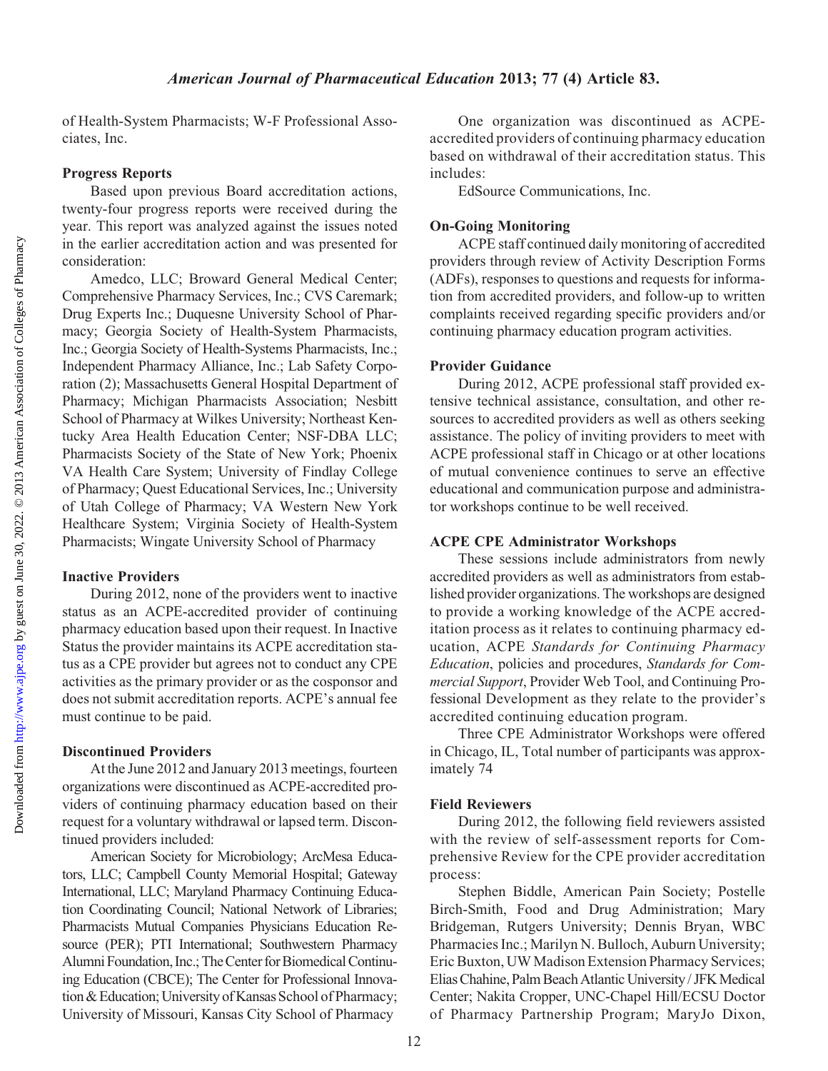of Health-System Pharmacists; W-F Professional Associates, Inc.

**Progress Reports**

Based upon previous Board accreditation actions, twenty-four progress reports were received during the year. This report was analyzed against the issues noted in the earlier accreditation action and was presented for consideration:

Amedco, LLC; Broward General Medical Center; Comprehensive Pharmacy Services, Inc.; CVS Caremark; Drug Experts Inc.; Duquesne University School of Pharmacy; Georgia Society of Health-System Pharmacists, Inc.; Georgia Society of Health-Systems Pharmacists, Inc.; Independent Pharmacy Alliance, Inc.; Lab Safety Corporation (2); Massachusetts General Hospital Department of Pharmacy; Michigan Pharmacists Association; Nesbitt School of Pharmacy at Wilkes University; Northeast Kentucky Area Health Education Center; NSF-DBA LLC; Pharmacists Society of the State of New York; Phoenix VA Health Care System; University of Findlay College of Pharmacy; Quest Educational Services, Inc.; University of Utah College of Pharmacy; VA Western New York Healthcare System; Virginia Society of Health-System Pharmacists; Wingate University School of Pharmacy

**Inactive Providers**

During 2012, none of the providers went to inactive status as an ACPE-accredited provider of continuing pharmacy education based upon their request. In Inactive Status the provider maintains its ACPE accreditation status as a CPE provider but agrees not to conduct any CPE activities as the primary provider or as the cosponsor and does not submit accreditation reports. ACPE's annual fee must continue to be paid.

**Discontinued Providers**

At the June 2012 and January 2013 meetings, fourteen organizations were discontinued as ACPE-accredited providers of continuing pharmacy education based on their request for a voluntary withdrawal or lapsed term. Discontinued providers included:

American Society for Microbiology; ArcMesa Educators, LLC; Campbell County Memorial Hospital; Gateway International, LLC; Maryland Pharmacy Continuing Education Coordinating Council; National Network of Libraries; Pharmacists Mutual Companies Physicians Education Resource (PER); PTI International; Southwestern Pharmacy Alumni Foundation, Inc.; The Center for Biomedical Continuing Education (CBCE); The Center for Professional Innovation & Education; University of Kansas School of Pharmacy; University of Missouri, Kansas City School of Pharmacy

One organization was discontinued as ACPE-accredited providers of continuing pharmacy education based on withdrawal of their accreditation status. This includes:

EdSource Communications, Inc.

**On-Going Monitoring**

ACPE staff continued daily monitoring of accredited providers through review of Activity Description Forms (ADFs), responses to questions and requests for information from accredited providers, and follow-up to written complaints received regarding specific providers and/or continuing pharmacy education program activities.

**Provider Guidance**

During 2012, ACPE professional staff provided extensive technical assistance, consultation, and other resources to accredited providers as well as others seeking assistance. The policy of inviting providers to meet with ACPE professional staff in Chicago or at other locations of mutual convenience continues to serve an effective educational and communication purpose and administrator workshops continue to be well received.

**ACPE CPE Administrator Workshops**

These sessions include administrators from newly accredited providers as well as administrators from established provider organizations. The workshops are designed to provide a working knowledge of the ACPE accreditation process as it relates to continuing pharmacy education, ACPE *Standards for Continuing Pharmacy Education*, policies and procedures, *Standards for Commercial Support*, Provider Web Tool, and Continuing Professional Development as they relate to the provider's accredited continuing education program.

Three CPE Administrator Workshops were offered in Chicago, IL, Total number of participants was approximately 74

**Field Reviewers**

During 2012, the following field reviewers assisted with the review of self-assessment reports for Comprehensive Review for the CPE provider accreditation process:

Stephen Biddle, American Pain Society; Postelle Birch-Smith, Food and Drug Administration; Mary Bridgeman, Rutgers University; Dennis Bryan, WBC Pharmacies Inc.; Marilyn N. Bulloch, Auburn University; Eric Buxton, UW Madison Extension Pharmacy Services; Elias Chahine, Palm Beach Atlantic University / JFK Medical Center; Nakita Cropper, UNC-Chapel Hill/ECSU Doctor of Pharmacy Partnership Program; MaryJo Dixon,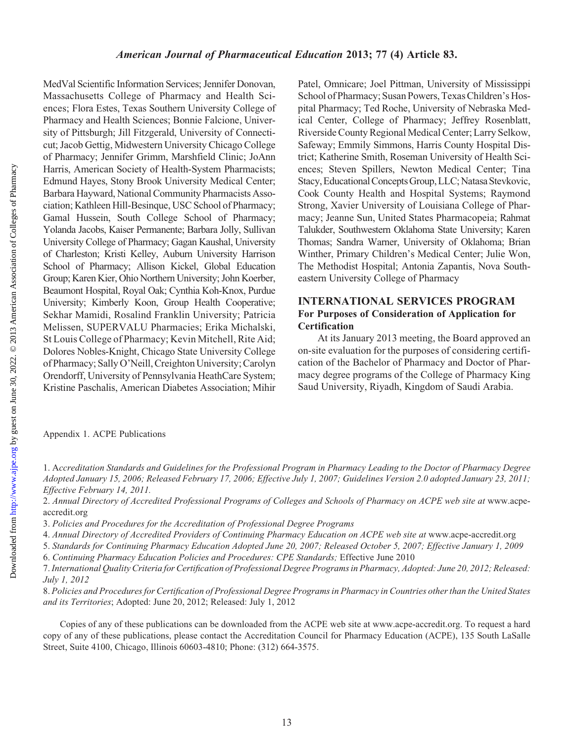MedVal Scientific Information Services; Jennifer Donovan, Massachusetts College of Pharmacy and Health Sciences; Flora Estes, Texas Southern University College of Pharmacy and Health Sciences; Bonnie Falcione, University of Pittsburgh; Jill Fitzgerald, University of Connecticut; Jacob Gettig, Midwestern University Chicago College of Pharmacy; Jennifer Grimm, Marshfield Clinic; JoAnn Harris, American Society of Health-System Pharmacists; Edmund Hayes, Stony Brook University Medical Center; Barbara Hayward, National Community Pharmacists Association; Kathleen Hill-Besinque, USC School of Pharmacy; Gamal Hussein, South College School of Pharmacy; Yolanda Jacobs, Kaiser Permanente; Barbara Jolly, Sullivan University College of Pharmacy; Gagan Kaushal, University of Charleston; Kristi Kelley, Auburn University Harrison School of Pharmacy; Allison Kickel, Global Education Group; Karen Kier, Ohio Northern University; John Koerber, Beaumont Hospital, Royal Oak; Cynthia Koh-Knox, Purdue University; Kimberly Koon, Group Health Cooperative; Sekhar Mamidi, Rosalind Franklin University; Patricia Melissen, SUPERVALU Pharmacies; Erika Michalski, St Louis College of Pharmacy; Kevin Mitchell, Rite Aid; Dolores Nobles-Knight, Chicago State University College of Pharmacy; Sally O'Neill, Creighton University; Carolyn Orendorff, University of Pennsylvania HeathCare System; Kristine Paschalis, American Diabetes Association; Mihir Patel, Omnicare; Joel Pittman, University of Mississippi School of Pharmacy; Susan Powers, Texas Children's Hospital Pharmacy; Ted Roche, University of Nebraska Medical Center, College of Pharmacy; Jeffrey Rosenblatt, Riverside County Regional Medical Center; Larry Selkow, Safeway; Emmily Simmons, Harris County Hospital District; Katherine Smith, Roseman University of Health Sciences; Steven Spillers, Newton Medical Center; Tina Stacy, Educational Concepts Group, LLC; Natasa Stevkovic, Cook County Health and Hospital Systems; Raymond Strong, Xavier University of Louisiana College of Pharmacy; Jeanne Sun, United States Pharmacopeia; Rahmat Talukder, Southwestern Oklahoma State University; Karen Thomas; Sandra Warner, University of Oklahoma; Brian Winther, Primary Children's Medical Center; Julie Won, The Methodist Hospital; Antonia Zapantis, Nova Southeastern University College of Pharmacy

## INTERNATIONAL SERVICES PROGRAM

### For Purposes of Consideration of Application for Certification

At its January 2013 meeting, the Board approved an on-site evaluation for the purposes of considering certification of the Bachelor of Pharmacy and Doctor of Pharmacy degree programs of the College of Pharmacy King Saud University, Riyadh, Kingdom of Saudi Arabia.

Appendix 1. ACPE Publications

1. *Accreditation Standards and Guidelines for the Professional Program in Pharmacy Leading to the Doctor of Pharmacy Degree Adopted January 15, 2006; Released February 17, 2006; Effective July 1, 2007; Guidelines Version 2.0 adopted January 23, 2011; Effective February 14, 2011.*
2. *Annual Directory of Accredited Professional Programs of Colleges and Schools of Pharmacy on ACPE web site at* www.acpe-accredit.org
3. *Policies and Procedures for the Accreditation of Professional Degree Programs*
4. *Annual Directory of Accredited Providers of Continuing Pharmacy Education on ACPE web site at* www.acpe-accredit.org
5. *Standards for Continuing Pharmacy Education Adopted June 20, 2007; Released October 5, 2007; Effective January 1, 2009*
6. *Continuing Pharmacy Education Policies and Procedures: CPE Standards;* Effective June 2010
7. *International Quality Criteria for Certification of Professional Degree Programs in Pharmacy, Adopted: June 20, 2012; Released: July 1, 2012*
8. *Policies and Procedures for Certification of Professional Degree Programs in Pharmacy in Countries other than the United States and its Territories*; Adopted: June 20, 2012; Released: July 1, 2012

Copies of any of these publications can be downloaded from the ACPE web site at www.acpe-accredit.org. To request a hard copy of any of these publications, please contact the Accreditation Council for Pharmacy Education (ACPE), 135 South LaSalle Street, Suite 4100, Chicago, Illinois 60603-4810; Phone: (312) 664-3575.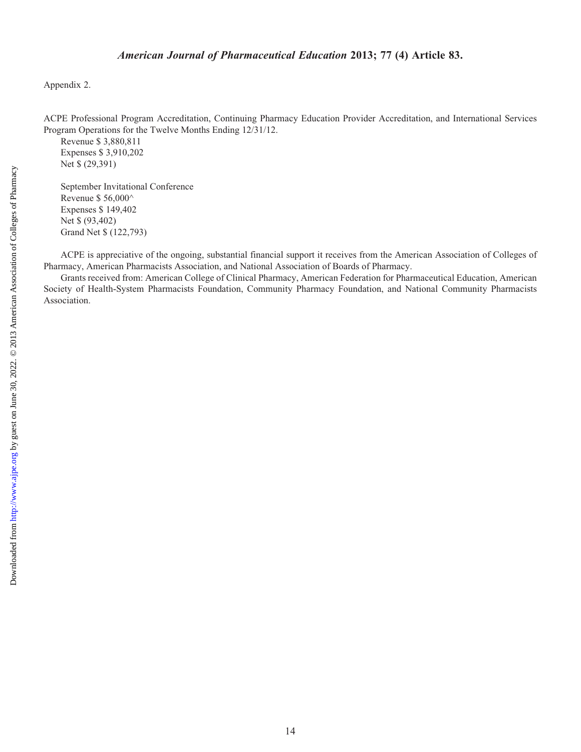Appendix 2.

ACPE Professional Program Accreditation, Continuing Pharmacy Education Provider Accreditation, and International Services Program Operations for the Twelve Months Ending 12/31/12.

Revenue $ 3,880,811
Expenses $ 3,910,202
Net $ (29,391)

September Invitational Conference
Revenue $ 56,000^
Expenses $ 149,402
Net $ (93,402)
Grand Net $ (122,793)

ACPE is appreciative of the ongoing, substantial financial support it receives from the American Association of Colleges of Pharmacy, American Pharmacists Association, and National Association of Boards of Pharmacy.

Grants received from: American College of Clinical Pharmacy, American Federation for Pharmaceutical Education, American Society of Health-System Pharmacists Foundation, Community Pharmacy Foundation, and National Community Pharmacists Association.